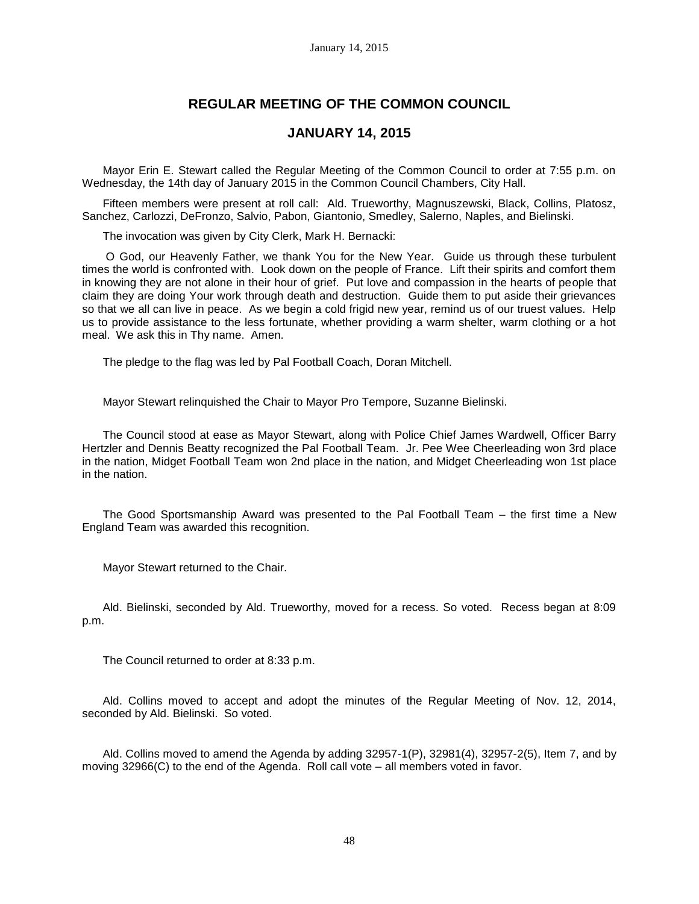# REGULAR MEETING OF THE COMMON COUNCIL

## JANUARY 14, 2015

Mayor Erin E. Stewart called the Regular Meeting of the Common Council to order at 7:55 p.m. on Wednesday, the 14th day of January 2015 in the Common Council Chambers, City Hall.

Fifteen members were present at roll call: Ald. Trueworthy, Magnuszewski, Black, Collins, Platosz, Sanchez, Carlozzi, DeFronzo, Salvio, Pabon, Giantonio, Smedley, Salerno, Naples, and Bielinski.

The invocation was given by City Clerk, Mark H. Bernacki:

O God, our Heavenly Father, we thank You for the New Year. Guide us through these turbulent times the world is confronted with. Look down on the people of France. Lift their spirits and comfort them in knowing they are not alone in their hour of grief. Put love and compassion in the hearts of people that claim they are doing Your work through death and destruction. Guide them to put aside their grievances so that we all can live in peace. As we begin a cold frigid new year, remind us of our truest values. Help us to provide assistance to the less fortunate, whether providing a warm shelter, warm clothing or a hot meal. We ask this in Thy name. Amen.

The pledge to the flag was led by Pal Football Coach, Doran Mitchell.

Mayor Stewart relinquished the Chair to Mayor Pro Tempore, Suzanne Bielinski.

The Council stood at ease as Mayor Stewart, along with Police Chief James Wardwell, Officer Barry Hertzler and Dennis Beatty recognized the Pal Football Team. Jr. Pee Wee Cheerleading won 3rd place in the nation, Midget Football Team won 2nd place in the nation, and Midget Cheerleading won 1st place in the nation.

The Good Sportsmanship Award was presented to the Pal Football Team – the first time a New England Team was awarded this recognition.

Mayor Stewart returned to the Chair.

Ald. Bielinski, seconded by Ald. Trueworthy, moved for a recess. So voted. Recess began at 8:09 p.m.

The Council returned to order at 8:33 p.m.

Ald. Collins moved to accept and adopt the minutes of the Regular Meeting of Nov. 12, 2014, seconded by Ald. Bielinski. So voted.

Ald. Collins moved to amend the Agenda by adding 32957-1(P), 32981(4), 32957-2(5), Item 7, and by moving 32966(C) to the end of the Agenda. Roll call vote – all members voted in favor.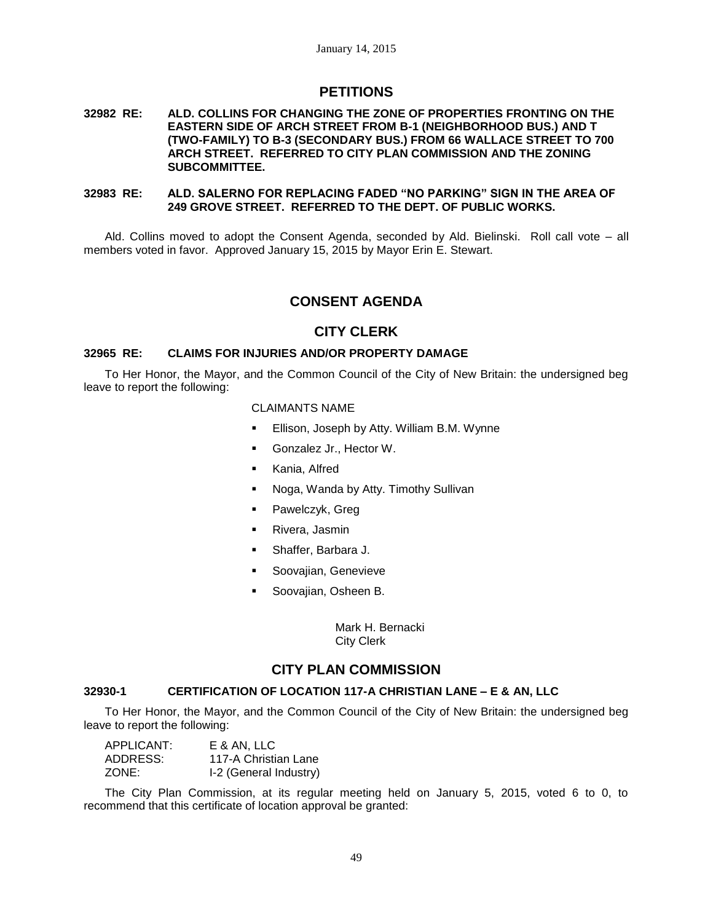## PETITIONS

**32982 RE: ALD. COLLINS FOR CHANGING THE ZONE OF PROPERTIES FRONTING ON THE EASTERN SIDE OF ARCH STREET FROM B-1 (NEIGHBORHOOD BUS.) AND T (TWO-FAMILY) TO B-3 (SECONDARY BUS.) FROM 66 WALLACE STREET TO 700 ARCH STREET. REFERRED TO CITY PLAN COMMISSION AND THE ZONING SUBCOMMITTEE.**

**32983 RE: ALD. SALERNO FOR REPLACING FADED "NO PARKING" SIGN IN THE AREA OF 249 GROVE STREET. REFERRED TO THE DEPT. OF PUBLIC WORKS.**

Ald. Collins moved to adopt the Consent Agenda, seconded by Ald. Bielinski. Roll call vote – all members voted in favor. Approved January 15, 2015 by Mayor Erin E. Stewart.

## CONSENT AGENDA

## CITY CLERK

**32965 RE: CLAIMS FOR INJURIES AND/OR PROPERTY DAMAGE**

To Her Honor, the Mayor, and the Common Council of the City of New Britain: the undersigned beg leave to report the following:

CLAIMANTS NAME

- Ellison, Joseph by Atty. William B.M. Wynne
- Gonzalez Jr., Hector W.
- Kania, Alfred
- Noga, Wanda by Atty. Timothy Sullivan
- Pawelczyk, Greg
- Rivera, Jasmin
- Shaffer, Barbara J.
- Soovajian, Genevieve
- Soovajian, Osheen B.

Mark H. Bernacki
City Clerk

## CITY PLAN COMMISSION

**32930-1 CERTIFICATION OF LOCATION 117-A CHRISTIAN LANE – E & AN, LLC**

To Her Honor, the Mayor, and the Common Council of the City of New Britain: the undersigned beg leave to report the following:

APPLICANT: E & AN, LLC
ADDRESS: 117-A Christian Lane
ZONE: I-2 (General Industry)

The City Plan Commission, at its regular meeting held on January 5, 2015, voted 6 to 0, to recommend that this certificate of location approval be granted: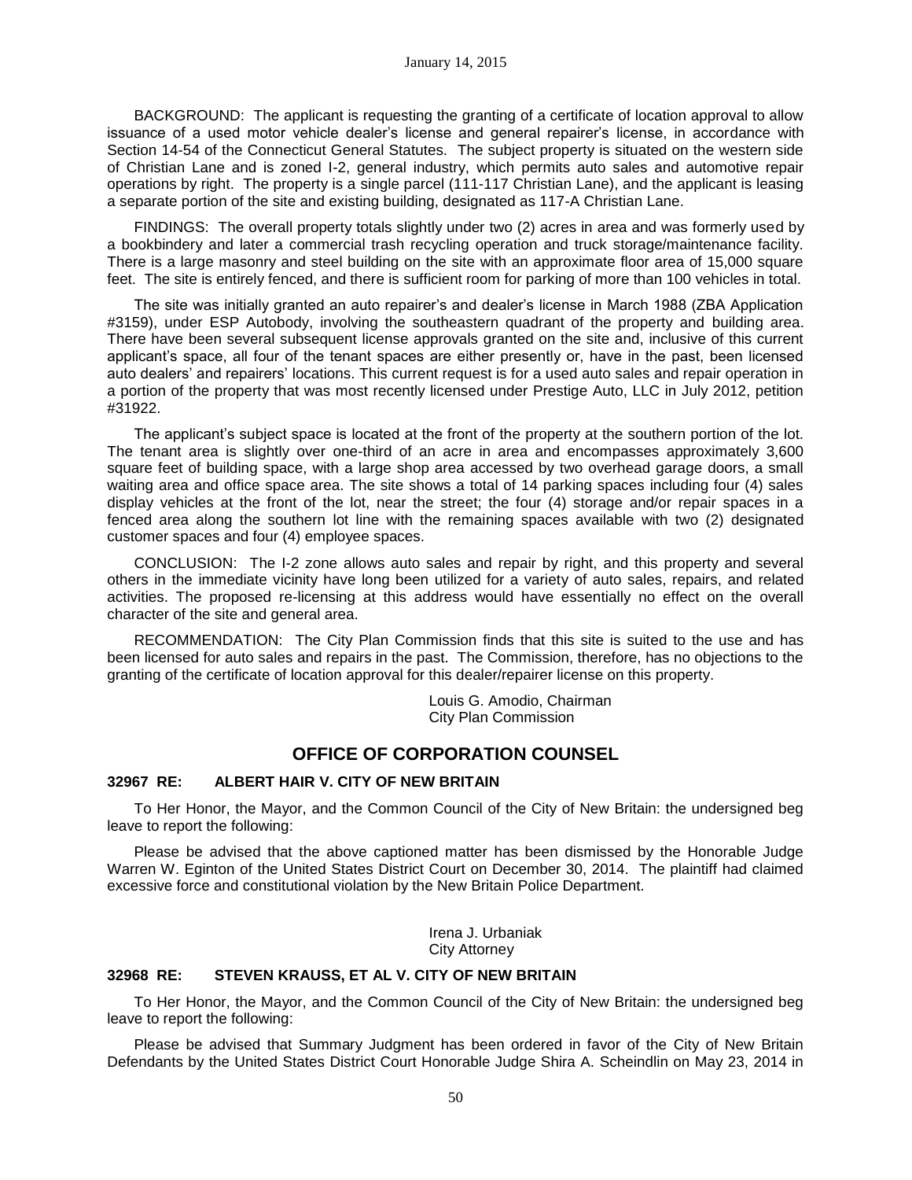BACKGROUND: The applicant is requesting the granting of a certificate of location approval to allow issuance of a used motor vehicle dealer's license and general repairer's license, in accordance with Section 14-54 of the Connecticut General Statutes. The subject property is situated on the western side of Christian Lane and is zoned I-2, general industry, which permits auto sales and automotive repair operations by right. The property is a single parcel (111-117 Christian Lane), and the applicant is leasing a separate portion of the site and existing building, designated as 117-A Christian Lane.

FINDINGS: The overall property totals slightly under two (2) acres in area and was formerly used by a bookbindery and later a commercial trash recycling operation and truck storage/maintenance facility. There is a large masonry and steel building on the site with an approximate floor area of 15,000 square feet. The site is entirely fenced, and there is sufficient room for parking of more than 100 vehicles in total.

The site was initially granted an auto repairer's and dealer's license in March 1988 (ZBA Application #3159), under ESP Autobody, involving the southeastern quadrant of the property and building area. There have been several subsequent license approvals granted on the site and, inclusive of this current applicant's space, all four of the tenant spaces are either presently or, have in the past, been licensed auto dealers' and repairers' locations. This current request is for a used auto sales and repair operation in a portion of the property that was most recently licensed under Prestige Auto, LLC in July 2012, petition #31922.

The applicant's subject space is located at the front of the property at the southern portion of the lot. The tenant area is slightly over one-third of an acre in area and encompasses approximately 3,600 square feet of building space, with a large shop area accessed by two overhead garage doors, a small waiting area and office space area. The site shows a total of 14 parking spaces including four (4) sales display vehicles at the front of the lot, near the street; the four (4) storage and/or repair spaces in a fenced area along the southern lot line with the remaining spaces available with two (2) designated customer spaces and four (4) employee spaces.

CONCLUSION: The I-2 zone allows auto sales and repair by right, and this property and several others in the immediate vicinity have long been utilized for a variety of auto sales, repairs, and related activities. The proposed re-licensing at this address would have essentially no effect on the overall character of the site and general area.

RECOMMENDATION: The City Plan Commission finds that this site is suited to the use and has been licensed for auto sales and repairs in the past. The Commission, therefore, has no objections to the granting of the certificate of location approval for this dealer/repairer license on this property.

Louis G. Amodio, Chairman
City Plan Commission

## OFFICE OF CORPORATION COUNSEL

### 32967 RE: ALBERT HAIR V. CITY OF NEW BRITAIN

To Her Honor, the Mayor, and the Common Council of the City of New Britain: the undersigned beg leave to report the following:

Please be advised that the above captioned matter has been dismissed by the Honorable Judge Warren W. Eginton of the United States District Court on December 30, 2014. The plaintiff had claimed excessive force and constitutional violation by the New Britain Police Department.

Irena J. Urbaniak
City Attorney

### 32968 RE: STEVEN KRAUSS, ET AL V. CITY OF NEW BRITAIN

To Her Honor, the Mayor, and the Common Council of the City of New Britain: the undersigned beg leave to report the following:

Please be advised that Summary Judgment has been ordered in favor of the City of New Britain Defendants by the United States District Court Honorable Judge Shira A. Scheindlin on May 23, 2014 in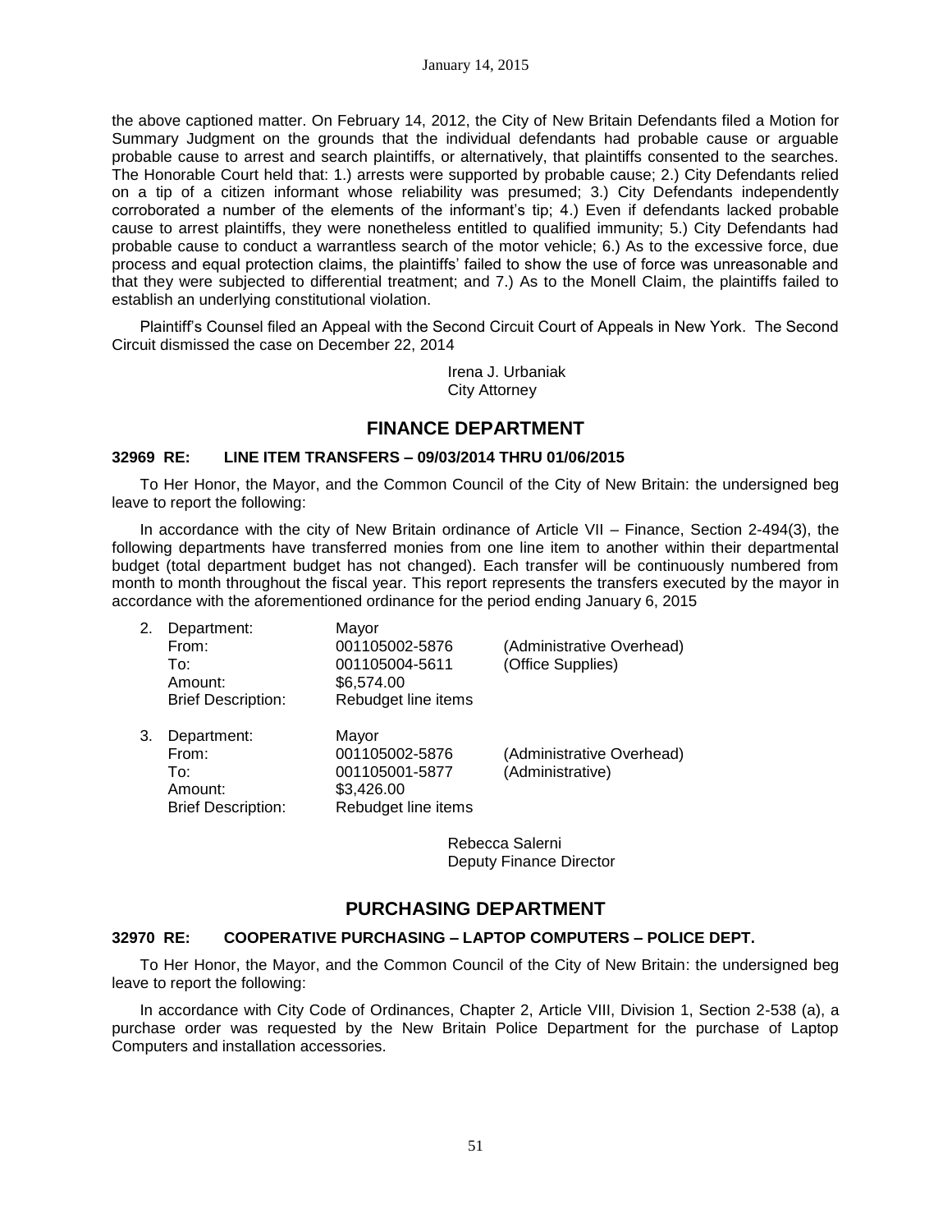the above captioned matter. On February 14, 2012, the City of New Britain Defendants filed a Motion for Summary Judgment on the grounds that the individual defendants had probable cause or arguable probable cause to arrest and search plaintiffs, or alternatively, that plaintiffs consented to the searches. The Honorable Court held that: 1.) arrests were supported by probable cause; 2.) City Defendants relied on a tip of a citizen informant whose reliability was presumed; 3.) City Defendants independently corroborated a number of the elements of the informant's tip; 4.) Even if defendants lacked probable cause to arrest plaintiffs, they were nonetheless entitled to qualified immunity; 5.) City Defendants had probable cause to conduct a warrantless search of the motor vehicle; 6.) As to the excessive force, due process and equal protection claims, the plaintiffs' failed to show the use of force was unreasonable and that they were subjected to differential treatment; and 7.) As to the Monell Claim, the plaintiffs failed to establish an underlying constitutional violation.

Plaintiff's Counsel filed an Appeal with the Second Circuit Court of Appeals in New York. The Second Circuit dismissed the case on December 22, 2014

Irena J. Urbaniak
City Attorney

## FINANCE DEPARTMENT

### 32969 RE: LINE ITEM TRANSFERS – 09/03/2014 THRU 01/06/2015

To Her Honor, the Mayor, and the Common Council of the City of New Britain: the undersigned beg leave to report the following:

In accordance with the city of New Britain ordinance of Article VII – Finance, Section 2-494(3), the following departments have transferred monies from one line item to another within their departmental budget (total department budget has not changed). Each transfer will be continuously numbered from month to month throughout the fiscal year. This report represents the transfers executed by the mayor in accordance with the aforementioned ordinance for the period ending January 6, 2015

2. Department: Mayor
   From: 001105002-5876 (Administrative Overhead)
   To: 001105004-5611 (Office Supplies)
   Amount: $6,574.00
   Brief Description: Rebudget line items

3. Department: Mayor
   From: 001105002-5876 (Administrative Overhead)
   To: 001105001-5877 (Administrative)
   Amount: $3,426.00
   Brief Description: Rebudget line items

Rebecca Salerni
Deputy Finance Director

## PURCHASING DEPARTMENT

### 32970 RE: COOPERATIVE PURCHASING – LAPTOP COMPUTERS – POLICE DEPT.

To Her Honor, the Mayor, and the Common Council of the City of New Britain: the undersigned beg leave to report the following:

In accordance with City Code of Ordinances, Chapter 2, Article VIII, Division 1, Section 2-538 (a), a purchase order was requested by the New Britain Police Department for the purchase of Laptop Computers and installation accessories.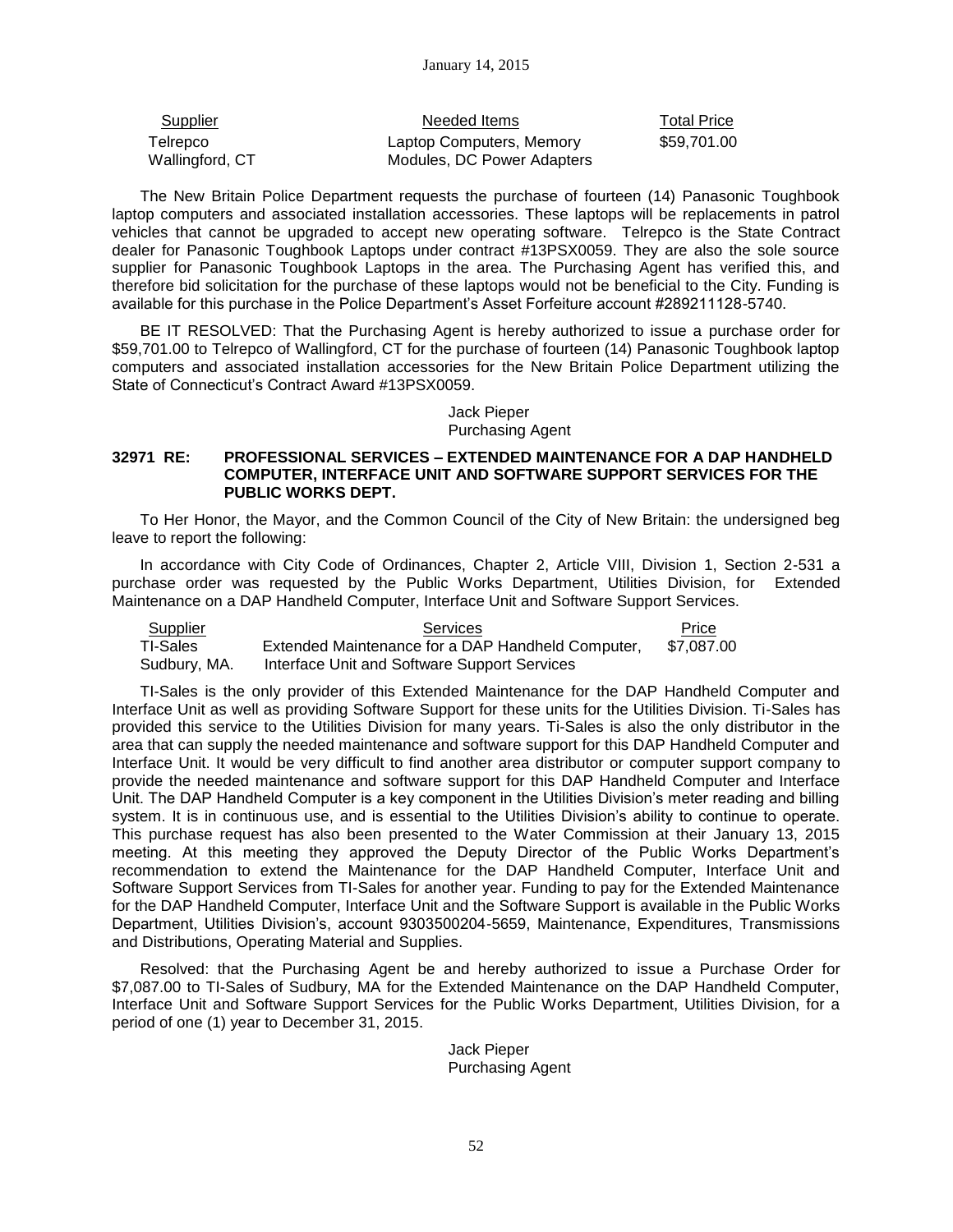| Supplier | Needed Items | Total Price |
|---|---|---|
| Telrepco<br>Wallingford, CT | Laptop Computers, Memory Modules, DC Power Adapters | $59,701.00 |

The New Britain Police Department requests the purchase of fourteen (14) Panasonic Toughbook laptop computers and associated installation accessories. These laptops will be replacements in patrol vehicles that cannot be upgraded to accept new operating software. Telrepco is the State Contract dealer for Panasonic Toughbook Laptops under contract #13PSX0059. They are also the sole source supplier for Panasonic Toughbook Laptops in the area. The Purchasing Agent has verified this, and therefore bid solicitation for the purchase of these laptops would not be beneficial to the City. Funding is available for this purchase in the Police Department's Asset Forfeiture account #289211128-5740.

BE IT RESOLVED: That the Purchasing Agent is hereby authorized to issue a purchase order for $59,701.00 to Telrepco of Wallingford, CT for the purchase of fourteen (14) Panasonic Toughbook laptop computers and associated installation accessories for the New Britain Police Department utilizing the State of Connecticut's Contract Award #13PSX0059.

Jack Pieper
Purchasing Agent

**32971 RE: PROFESSIONAL SERVICES – EXTENDED MAINTENANCE FOR A DAP HANDHELD COMPUTER, INTERFACE UNIT AND SOFTWARE SUPPORT SERVICES FOR THE PUBLIC WORKS DEPT.**

To Her Honor, the Mayor, and the Common Council of the City of New Britain: the undersigned beg leave to report the following:

In accordance with City Code of Ordinances, Chapter 2, Article VIII, Division 1, Section 2-531 a purchase order was requested by the Public Works Department, Utilities Division, for Extended Maintenance on a DAP Handheld Computer, Interface Unit and Software Support Services.

| Supplier | Services | Price |
|---|---|---|
| TI-Sales<br>Sudbury, MA. | Extended Maintenance for a DAP Handheld Computer, Interface Unit and Software Support Services | $7,087.00 |

TI-Sales is the only provider of this Extended Maintenance for the DAP Handheld Computer and Interface Unit as well as providing Software Support for these units for the Utilities Division. Ti-Sales has provided this service to the Utilities Division for many years. Ti-Sales is also the only distributor in the area that can supply the needed maintenance and software support for this DAP Handheld Computer and Interface Unit. It would be very difficult to find another area distributor or computer support company to provide the needed maintenance and software support for this DAP Handheld Computer and Interface Unit. The DAP Handheld Computer is a key component in the Utilities Division's meter reading and billing system. It is in continuous use, and is essential to the Utilities Division's ability to continue to operate. This purchase request has also been presented to the Water Commission at their January 13, 2015 meeting. At this meeting they approved the Deputy Director of the Public Works Department's recommendation to extend the Maintenance for the DAP Handheld Computer, Interface Unit and Software Support Services from TI-Sales for another year. Funding to pay for the Extended Maintenance for the DAP Handheld Computer, Interface Unit and the Software Support is available in the Public Works Department, Utilities Division's, account 9303500204-5659, Maintenance, Expenditures, Transmissions and Distributions, Operating Material and Supplies.

Resolved: that the Purchasing Agent be and hereby authorized to issue a Purchase Order for $7,087.00 to TI-Sales of Sudbury, MA for the Extended Maintenance on the DAP Handheld Computer, Interface Unit and Software Support Services for the Public Works Department, Utilities Division, for a period of one (1) year to December 31, 2015.

Jack Pieper
Purchasing Agent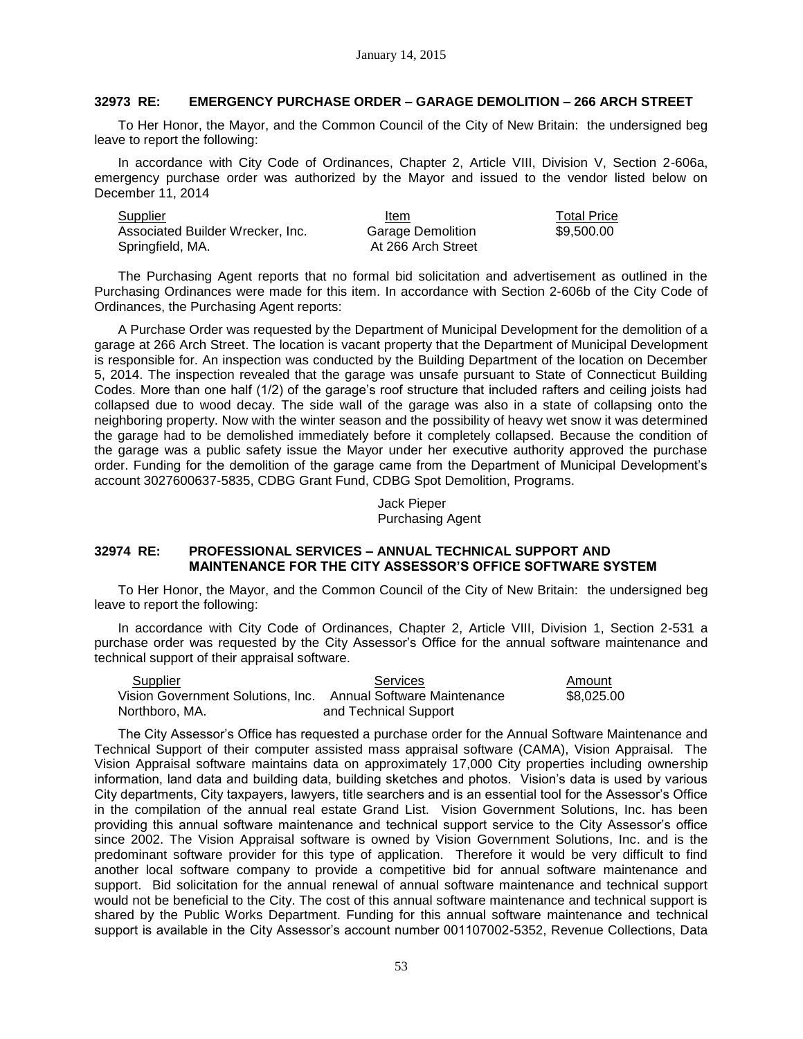### 32973 RE: EMERGENCY PURCHASE ORDER – GARAGE DEMOLITION – 266 ARCH STREET

To Her Honor, the Mayor, and the Common Council of the City of New Britain: the undersigned beg leave to report the following:

In accordance with City Code of Ordinances, Chapter 2, Article VIII, Division V, Section 2-606a, emergency purchase order was authorized by the Mayor and issued to the vendor listed below on December 11, 2014

| Supplier | Item | Total Price |
|---|---|---|
| Associated Builder Wrecker, Inc. Springfield, MA. | Garage Demolition At 266 Arch Street | $9,500.00 |

The Purchasing Agent reports that no formal bid solicitation and advertisement as outlined in the Purchasing Ordinances were made for this item. In accordance with Section 2-606b of the City Code of Ordinances, the Purchasing Agent reports:

A Purchase Order was requested by the Department of Municipal Development for the demolition of a garage at 266 Arch Street. The location is vacant property that the Department of Municipal Development is responsible for. An inspection was conducted by the Building Department of the location on December 5, 2014. The inspection revealed that the garage was unsafe pursuant to State of Connecticut Building Codes. More than one half (1/2) of the garage's roof structure that included rafters and ceiling joists had collapsed due to wood decay. The side wall of the garage was also in a state of collapsing onto the neighboring property. Now with the winter season and the possibility of heavy wet snow it was determined the garage had to be demolished immediately before it completely collapsed. Because the condition of the garage was a public safety issue the Mayor under her executive authority approved the purchase order. Funding for the demolition of the garage came from the Department of Municipal Development's account 3027600637-5835, CDBG Grant Fund, CDBG Spot Demolition, Programs.

Jack Pieper
Purchasing Agent

### 32974 RE: PROFESSIONAL SERVICES – ANNUAL TECHNICAL SUPPORT AND MAINTENANCE FOR THE CITY ASSESSOR'S OFFICE SOFTWARE SYSTEM

To Her Honor, the Mayor, and the Common Council of the City of New Britain: the undersigned beg leave to report the following:

In accordance with City Code of Ordinances, Chapter 2, Article VIII, Division 1, Section 2-531 a purchase order was requested by the City Assessor's Office for the annual software maintenance and technical support of their appraisal software.

| Supplier | Services | Amount |
|---|---|---|
| Vision Government Solutions, Inc. Northboro, MA. | Annual Software Maintenance and Technical Support | $8,025.00 |

The City Assessor's Office has requested a purchase order for the Annual Software Maintenance and Technical Support of their computer assisted mass appraisal software (CAMA), Vision Appraisal. The Vision Appraisal software maintains data on approximately 17,000 City properties including ownership information, land data and building data, building sketches and photos. Vision's data is used by various City departments, City taxpayers, lawyers, title searchers and is an essential tool for the Assessor's Office in the compilation of the annual real estate Grand List. Vision Government Solutions, Inc. has been providing this annual software maintenance and technical support service to the City Assessor's office since 2002. The Vision Appraisal software is owned by Vision Government Solutions, Inc. and is the predominant software provider for this type of application. Therefore it would be very difficult to find another local software company to provide a competitive bid for annual software maintenance and support. Bid solicitation for the annual renewal of annual software maintenance and technical support would not be beneficial to the City. The cost of this annual software maintenance and technical support is shared by the Public Works Department. Funding for this annual software maintenance and technical support is available in the City Assessor's account number 001107002-5352, Revenue Collections, Data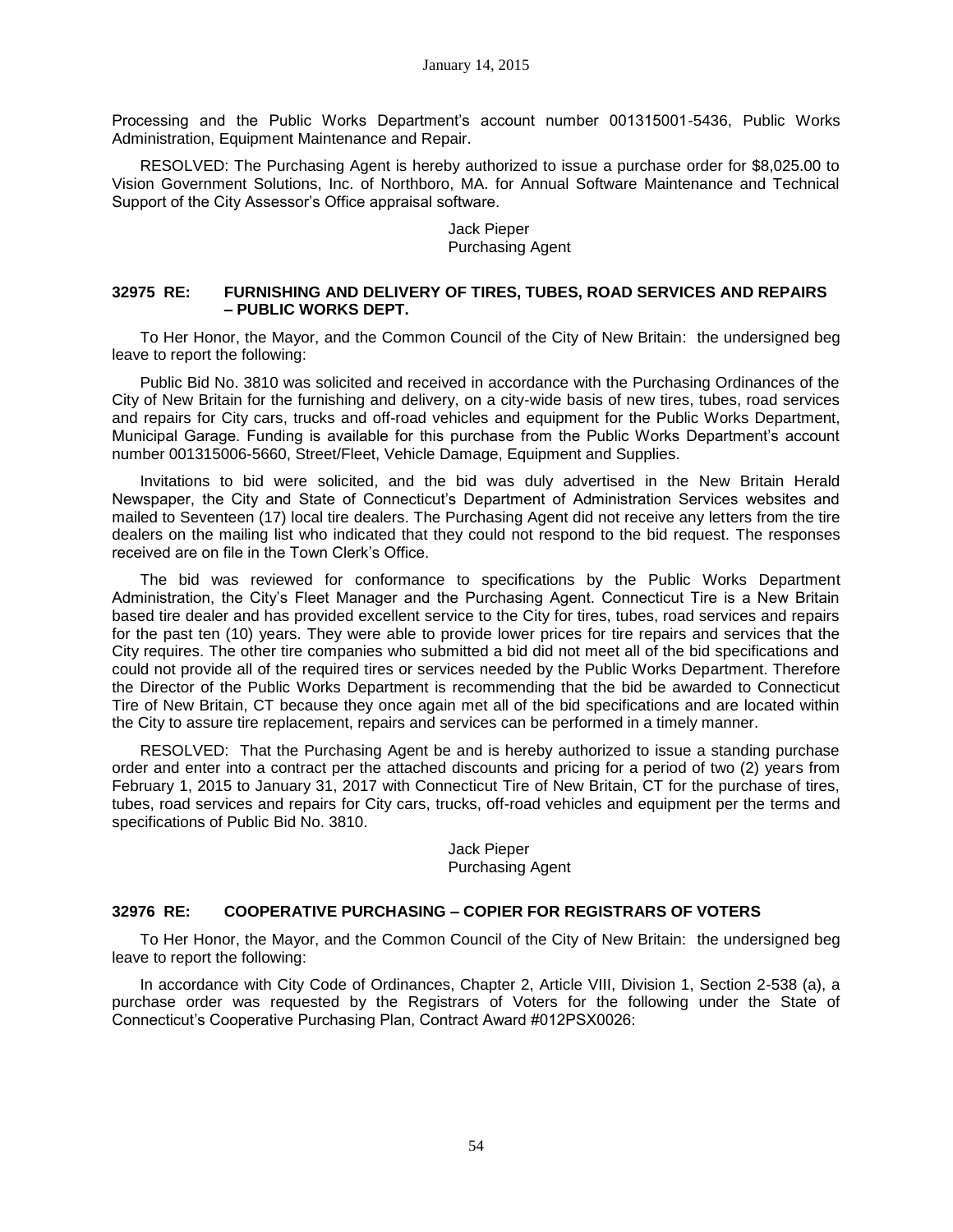Processing and the Public Works Department's account number 001315001-5436, Public Works Administration, Equipment Maintenance and Repair.

RESOLVED: The Purchasing Agent is hereby authorized to issue a purchase order for $8,025.00 to Vision Government Solutions, Inc. of Northboro, MA. for Annual Software Maintenance and Technical Support of the City Assessor's Office appraisal software.

Jack Pieper
Purchasing Agent

**32975 RE: FURNISHING AND DELIVERY OF TIRES, TUBES, ROAD SERVICES AND REPAIRS – PUBLIC WORKS DEPT.**

To Her Honor, the Mayor, and the Common Council of the City of New Britain: the undersigned beg leave to report the following:

Public Bid No. 3810 was solicited and received in accordance with the Purchasing Ordinances of the City of New Britain for the furnishing and delivery, on a city-wide basis of new tires, tubes, road services and repairs for City cars, trucks and off-road vehicles and equipment for the Public Works Department, Municipal Garage. Funding is available for this purchase from the Public Works Department's account number 001315006-5660, Street/Fleet, Vehicle Damage, Equipment and Supplies.

Invitations to bid were solicited, and the bid was duly advertised in the New Britain Herald Newspaper, the City and State of Connecticut's Department of Administration Services websites and mailed to Seventeen (17) local tire dealers. The Purchasing Agent did not receive any letters from the tire dealers on the mailing list who indicated that they could not respond to the bid request. The responses received are on file in the Town Clerk's Office.

The bid was reviewed for conformance to specifications by the Public Works Department Administration, the City's Fleet Manager and the Purchasing Agent. Connecticut Tire is a New Britain based tire dealer and has provided excellent service to the City for tires, tubes, road services and repairs for the past ten (10) years. They were able to provide lower prices for tire repairs and services that the City requires. The other tire companies who submitted a bid did not meet all of the bid specifications and could not provide all of the required tires or services needed by the Public Works Department. Therefore the Director of the Public Works Department is recommending that the bid be awarded to Connecticut Tire of New Britain, CT because they once again met all of the bid specifications and are located within the City to assure tire replacement, repairs and services can be performed in a timely manner.

RESOLVED: That the Purchasing Agent be and is hereby authorized to issue a standing purchase order and enter into a contract per the attached discounts and pricing for a period of two (2) years from February 1, 2015 to January 31, 2017 with Connecticut Tire of New Britain, CT for the purchase of tires, tubes, road services and repairs for City cars, trucks, off-road vehicles and equipment per the terms and specifications of Public Bid No. 3810.

Jack Pieper
Purchasing Agent

**32976 RE: COOPERATIVE PURCHASING – COPIER FOR REGISTRARS OF VOTERS**

To Her Honor, the Mayor, and the Common Council of the City of New Britain: the undersigned beg leave to report the following:

In accordance with City Code of Ordinances, Chapter 2, Article VIII, Division 1, Section 2-538 (a), a purchase order was requested by the Registrars of Voters for the following under the State of Connecticut's Cooperative Purchasing Plan, Contract Award #012PSX0026: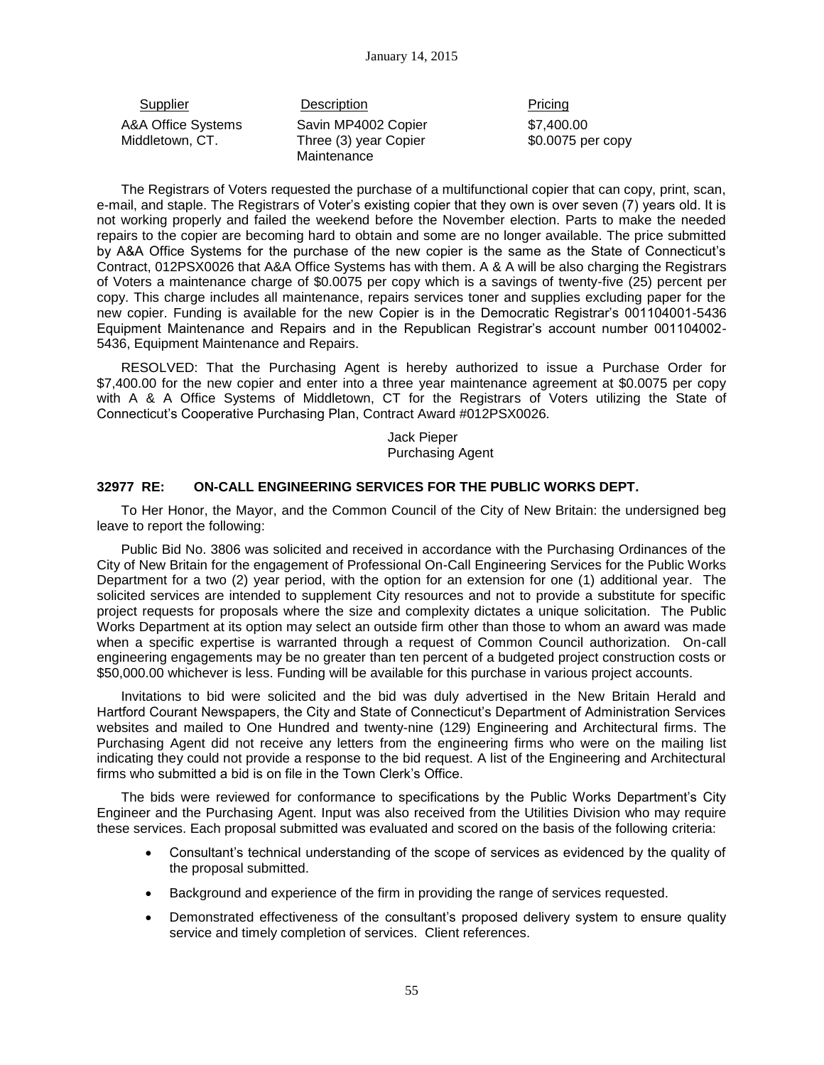| Supplier | Description | Pricing |
|---|---|---|
| A&A Office Systems<br>Middletown, CT. | Savin MP4002 Copier<br>Three (3) year Copier Maintenance | $7,400.00<br>$0.0075 per copy |

The Registrars of Voters requested the purchase of a multifunctional copier that can copy, print, scan, e-mail, and staple. The Registrars of Voter's existing copier that they own is over seven (7) years old. It is not working properly and failed the weekend before the November election. Parts to make the needed repairs to the copier are becoming hard to obtain and some are no longer available. The price submitted by A&A Office Systems for the purchase of the new copier is the same as the State of Connecticut's Contract, 012PSX0026 that A&A Office Systems has with them. A & A will be also charging the Registrars of Voters a maintenance charge of $0.0075 per copy which is a savings of twenty-five (25) percent per copy. This charge includes all maintenance, repairs services toner and supplies excluding paper for the new copier. Funding is available for the new Copier is in the Democratic Registrar's 001104001-5436 Equipment Maintenance and Repairs and in the Republican Registrar's account number 001104002-5436, Equipment Maintenance and Repairs.

RESOLVED: That the Purchasing Agent is hereby authorized to issue a Purchase Order for $7,400.00 for the new copier and enter into a three year maintenance agreement at $0.0075 per copy with A & A Office Systems of Middletown, CT for the Registrars of Voters utilizing the State of Connecticut's Cooperative Purchasing Plan, Contract Award #012PSX0026.

Jack Pieper
Purchasing Agent

### 32977 RE: ON-CALL ENGINEERING SERVICES FOR THE PUBLIC WORKS DEPT.

To Her Honor, the Mayor, and the Common Council of the City of New Britain: the undersigned beg leave to report the following:

Public Bid No. 3806 was solicited and received in accordance with the Purchasing Ordinances of the City of New Britain for the engagement of Professional On-Call Engineering Services for the Public Works Department for a two (2) year period, with the option for an extension for one (1) additional year. The solicited services are intended to supplement City resources and not to provide a substitute for specific project requests for proposals where the size and complexity dictates a unique solicitation. The Public Works Department at its option may select an outside firm other than those to whom an award was made when a specific expertise is warranted through a request of Common Council authorization. On-call engineering engagements may be no greater than ten percent of a budgeted project construction costs or $50,000.00 whichever is less. Funding will be available for this purchase in various project accounts.

Invitations to bid were solicited and the bid was duly advertised in the New Britain Herald and Hartford Courant Newspapers, the City and State of Connecticut's Department of Administration Services websites and mailed to One Hundred and twenty-nine (129) Engineering and Architectural firms. The Purchasing Agent did not receive any letters from the engineering firms who were on the mailing list indicating they could not provide a response to the bid request. A list of the Engineering and Architectural firms who submitted a bid is on file in the Town Clerk's Office.

The bids were reviewed for conformance to specifications by the Public Works Department's City Engineer and the Purchasing Agent. Input was also received from the Utilities Division who may require these services. Each proposal submitted was evaluated and scored on the basis of the following criteria:

- Consultant's technical understanding of the scope of services as evidenced by the quality of the proposal submitted.
- Background and experience of the firm in providing the range of services requested.
- Demonstrated effectiveness of the consultant's proposed delivery system to ensure quality service and timely completion of services. Client references.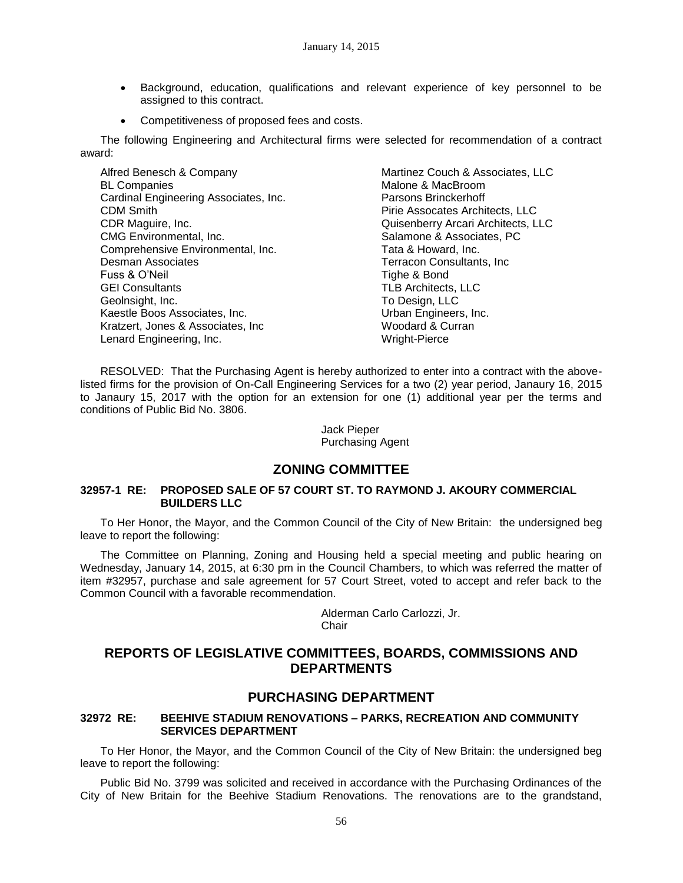- Background, education, qualifications and relevant experience of key personnel to be assigned to this contract.
- Competitiveness of proposed fees and costs.

The following Engineering and Architectural firms were selected for recommendation of a contract award:

Alfred Benesch & Company
BL Companies
Cardinal Engineering Associates, Inc.
CDM Smith
CDR Maguire, Inc.
CMG Environmental, Inc.
Comprehensive Environmental, Inc.
Desman Associates
Fuss & O'Neil
GEI Consultants
Geolnsight, Inc.
Kaestle Boos Associates, Inc.
Kratzert, Jones & Associates, Inc
Lenard Engineering, Inc.
Martinez Couch & Associates, LLC
Malone & MacBroom
Parsons Brinckerhoff
Pirie Assocates Architects, LLC
Quisenberry Arcari Architects, LLC
Salamone & Associates, PC
Tata & Howard, Inc.
Terracon Consultants, Inc
Tighe & Bond
TLB Architects, LLC
To Design, LLC
Urban Engineers, Inc.
Woodard & Curran
Wright-Pierce

RESOLVED: That the Purchasing Agent is hereby authorized to enter into a contract with the above-listed firms for the provision of On-Call Engineering Services for a two (2) year period, Janaury 16, 2015 to Janaury 15, 2017 with the option for an extension for one (1) additional year per the terms and conditions of Public Bid No. 3806.

Jack Pieper
Purchasing Agent

## ZONING COMMITTEE

### 32957-1 RE: PROPOSED SALE OF 57 COURT ST. TO RAYMOND J. AKOURY COMMERCIAL BUILDERS LLC

To Her Honor, the Mayor, and the Common Council of the City of New Britain: the undersigned beg leave to report the following:

The Committee on Planning, Zoning and Housing held a special meeting and public hearing on Wednesday, January 14, 2015, at 6:30 pm in the Council Chambers, to which was referred the matter of item #32957, purchase and sale agreement for 57 Court Street, voted to accept and refer back to the Common Council with a favorable recommendation.

Alderman Carlo Carlozzi, Jr.
Chair

## REPORTS OF LEGISLATIVE COMMITTEES, BOARDS, COMMISSIONS AND DEPARTMENTS

## PURCHASING DEPARTMENT

### 32972 RE: BEEHIVE STADIUM RENOVATIONS – PARKS, RECREATION AND COMMUNITY SERVICES DEPARTMENT

To Her Honor, the Mayor, and the Common Council of the City of New Britain: the undersigned beg leave to report the following:

Public Bid No. 3799 was solicited and received in accordance with the Purchasing Ordinances of the City of New Britain for the Beehive Stadium Renovations. The renovations are to the grandstand,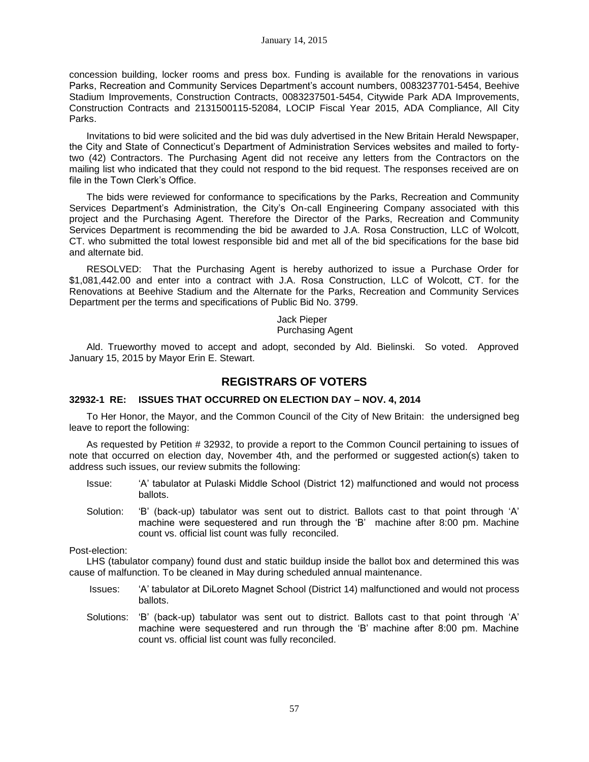concession building, locker rooms and press box. Funding is available for the renovations in various Parks, Recreation and Community Services Department's account numbers, 0083237701-5454, Beehive Stadium Improvements, Construction Contracts, 0083237501-5454, Citywide Park ADA Improvements, Construction Contracts and 2131500115-52084, LOCIP Fiscal Year 2015, ADA Compliance, All City Parks.

Invitations to bid were solicited and the bid was duly advertised in the New Britain Herald Newspaper, the City and State of Connecticut's Department of Administration Services websites and mailed to forty-two (42) Contractors. The Purchasing Agent did not receive any letters from the Contractors on the mailing list who indicated that they could not respond to the bid request. The responses received are on file in the Town Clerk's Office.

The bids were reviewed for conformance to specifications by the Parks, Recreation and Community Services Department's Administration, the City's On-call Engineering Company associated with this project and the Purchasing Agent. Therefore the Director of the Parks, Recreation and Community Services Department is recommending the bid be awarded to J.A. Rosa Construction, LLC of Wolcott, CT. who submitted the total lowest responsible bid and met all of the bid specifications for the base bid and alternate bid.

RESOLVED: That the Purchasing Agent is hereby authorized to issue a Purchase Order for $1,081,442.00 and enter into a contract with J.A. Rosa Construction, LLC of Wolcott, CT. for the Renovations at Beehive Stadium and the Alternate for the Parks, Recreation and Community Services Department per the terms and specifications of Public Bid No. 3799.

Jack Pieper
Purchasing Agent

Ald. Trueworthy moved to accept and adopt, seconded by Ald. Bielinski. So voted. Approved January 15, 2015 by Mayor Erin E. Stewart.

## REGISTRARS OF VOTERS

### 32932-1 RE: ISSUES THAT OCCURRED ON ELECTION DAY – NOV. 4, 2014

To Her Honor, the Mayor, and the Common Council of the City of New Britain: the undersigned beg leave to report the following:

As requested by Petition # 32932, to provide a report to the Common Council pertaining to issues of note that occurred on election day, November 4th, and the performed or suggested action(s) taken to address such issues, our review submits the following:

Issue: 'A' tabulator at Pulaski Middle School (District 12) malfunctioned and would not process ballots.

Solution: 'B' (back-up) tabulator was sent out to district. Ballots cast to that point through 'A' machine were sequestered and run through the 'B' machine after 8:00 pm. Machine count vs. official list count was fully reconciled.

Post-election:

LHS (tabulator company) found dust and static buildup inside the ballot box and determined this was cause of malfunction. To be cleaned in May during scheduled annual maintenance.

Issues: 'A' tabulator at DiLoreto Magnet School (District 14) malfunctioned and would not process ballots.

Solutions: 'B' (back-up) tabulator was sent out to district. Ballots cast to that point through 'A' machine were sequestered and run through the 'B' machine after 8:00 pm. Machine count vs. official list count was fully reconciled.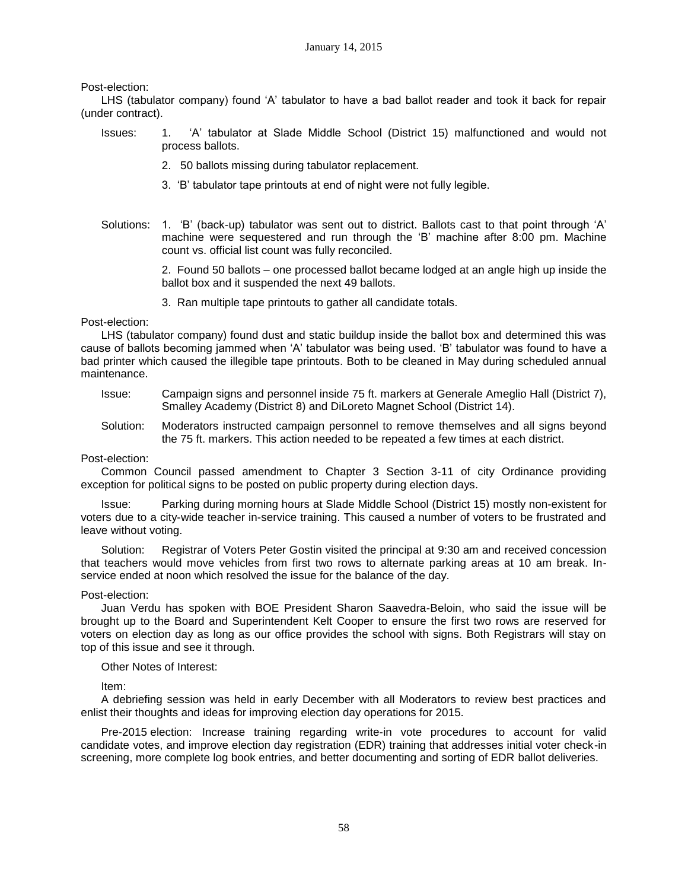Post-election:

LHS (tabulator company) found 'A' tabulator to have a bad ballot reader and took it back for repair (under contract).

Issues:

1. 'A' tabulator at Slade Middle School (District 15) malfunctioned and would not process ballots.
2. 50 ballots missing during tabulator replacement.
3. 'B' tabulator tape printouts at end of night were not fully legible.

Solutions:

1. 'B' (back-up) tabulator was sent out to district. Ballots cast to that point through 'A' machine were sequestered and run through the 'B' machine after 8:00 pm. Machine count vs. official list count was fully reconciled.
2. Found 50 ballots – one processed ballot became lodged at an angle high up inside the ballot box and it suspended the next 49 ballots.
3. Ran multiple tape printouts to gather all candidate totals.

Post-election:

LHS (tabulator company) found dust and static buildup inside the ballot box and determined this was cause of ballots becoming jammed when 'A' tabulator was being used. 'B' tabulator was found to have a bad printer which caused the illegible tape printouts. Both to be cleaned in May during scheduled annual maintenance.

Issue: Campaign signs and personnel inside 75 ft. markers at Generale Ameglio Hall (District 7), Smalley Academy (District 8) and DiLoreto Magnet School (District 14).

Solution: Moderators instructed campaign personnel to remove themselves and all signs beyond the 75 ft. markers. This action needed to be repeated a few times at each district.

Post-election:

Common Council passed amendment to Chapter 3 Section 3-11 of city Ordinance providing exception for political signs to be posted on public property during election days.

Issue: Parking during morning hours at Slade Middle School (District 15) mostly non-existent for voters due to a city-wide teacher in-service training. This caused a number of voters to be frustrated and leave without voting.

Solution: Registrar of Voters Peter Gostin visited the principal at 9:30 am and received concession that teachers would move vehicles from first two rows to alternate parking areas at 10 am break. In-service ended at noon which resolved the issue for the balance of the day.

Post-election:

Juan Verdu has spoken with BOE President Sharon Saavedra-Beloin, who said the issue will be brought up to the Board and Superintendent Kelt Cooper to ensure the first two rows are reserved for voters on election day as long as our office provides the school with signs. Both Registrars will stay on top of this issue and see it through.

Other Notes of Interest:

Item:

A debriefing session was held in early December with all Moderators to review best practices and enlist their thoughts and ideas for improving election day operations for 2015.

Pre-2015 election: Increase training regarding write-in vote procedures to account for valid candidate votes, and improve election day registration (EDR) training that addresses initial voter check-in screening, more complete log book entries, and better documenting and sorting of EDR ballot deliveries.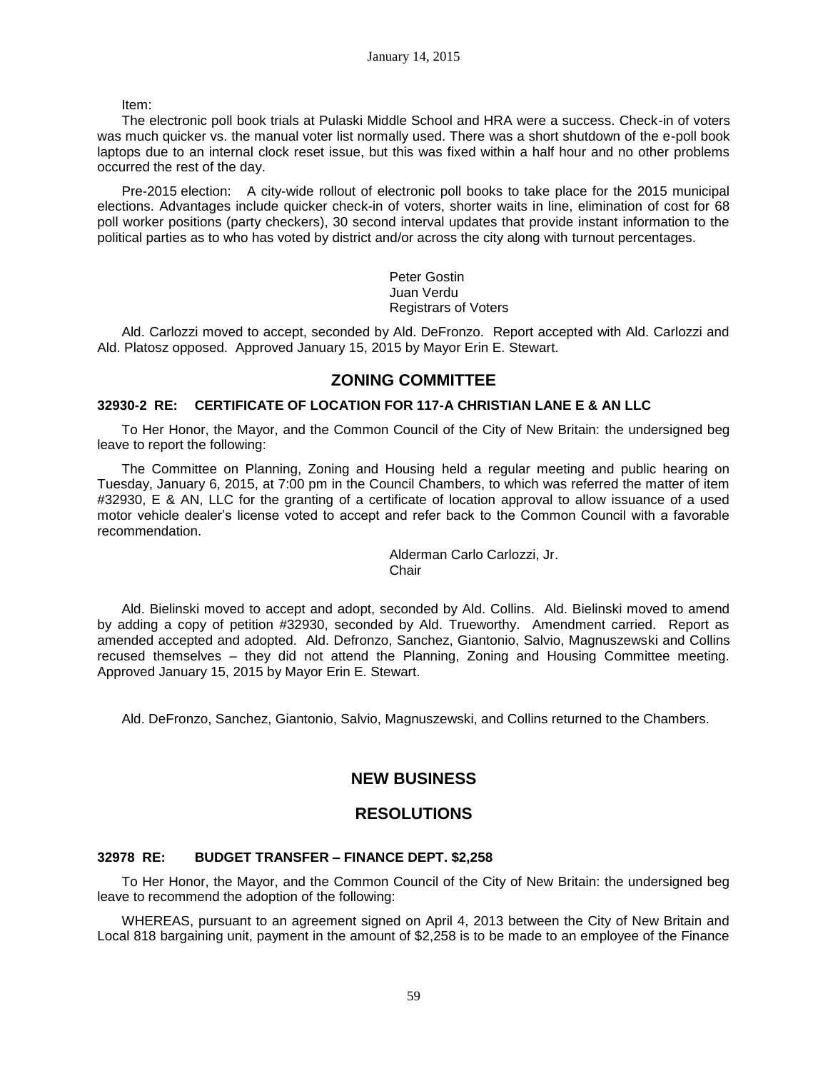Item:

The electronic poll book trials at Pulaski Middle School and HRA were a success. Check-in of voters was much quicker vs. the manual voter list normally used. There was a short shutdown of the e-poll book laptops due to an internal clock reset issue, but this was fixed within a half hour and no other problems occurred the rest of the day.

Pre-2015 election: A city-wide rollout of electronic poll books to take place for the 2015 municipal elections. Advantages include quicker check-in of voters, shorter waits in line, elimination of cost for 68 poll worker positions (party checkers), 30 second interval updates that provide instant information to the political parties as to who has voted by district and/or across the city along with turnout percentages.

Peter Gostin
Juan Verdu
Registrars of Voters

Ald. Carlozzi moved to accept, seconded by Ald. DeFronzo. Report accepted with Ald. Carlozzi and Ald. Platosz opposed. Approved January 15, 2015 by Mayor Erin E. Stewart.

## ZONING COMMITTEE

### 32930-2 RE: CERTIFICATE OF LOCATION FOR 117-A CHRISTIAN LANE E & AN LLC

To Her Honor, the Mayor, and the Common Council of the City of New Britain: the undersigned beg leave to report the following:

The Committee on Planning, Zoning and Housing held a regular meeting and public hearing on Tuesday, January 6, 2015, at 7:00 pm in the Council Chambers, to which was referred the matter of item #32930, E & AN, LLC for the granting of a certificate of location approval to allow issuance of a used motor vehicle dealer's license voted to accept and refer back to the Common Council with a favorable recommendation.

Alderman Carlo Carlozzi, Jr.
Chair

Ald. Bielinski moved to accept and adopt, seconded by Ald. Collins. Ald. Bielinski moved to amend by adding a copy of petition #32930, seconded by Ald. Trueworthy. Amendment carried. Report as amended accepted and adopted. Ald. Defronzo, Sanchez, Giantonio, Salvio, Magnuszewski and Collins recused themselves – they did not attend the Planning, Zoning and Housing Committee meeting. Approved January 15, 2015 by Mayor Erin E. Stewart.

Ald. DeFronzo, Sanchez, Giantonio, Salvio, Magnuszewski, and Collins returned to the Chambers.

## NEW BUSINESS

## RESOLUTIONS

### 32978 RE: BUDGET TRANSFER – FINANCE DEPT. $2,258

To Her Honor, the Mayor, and the Common Council of the City of New Britain: the undersigned beg leave to recommend the adoption of the following:

WHEREAS, pursuant to an agreement signed on April 4, 2013 between the City of New Britain and Local 818 bargaining unit, payment in the amount of $2,258 is to be made to an employee of the Finance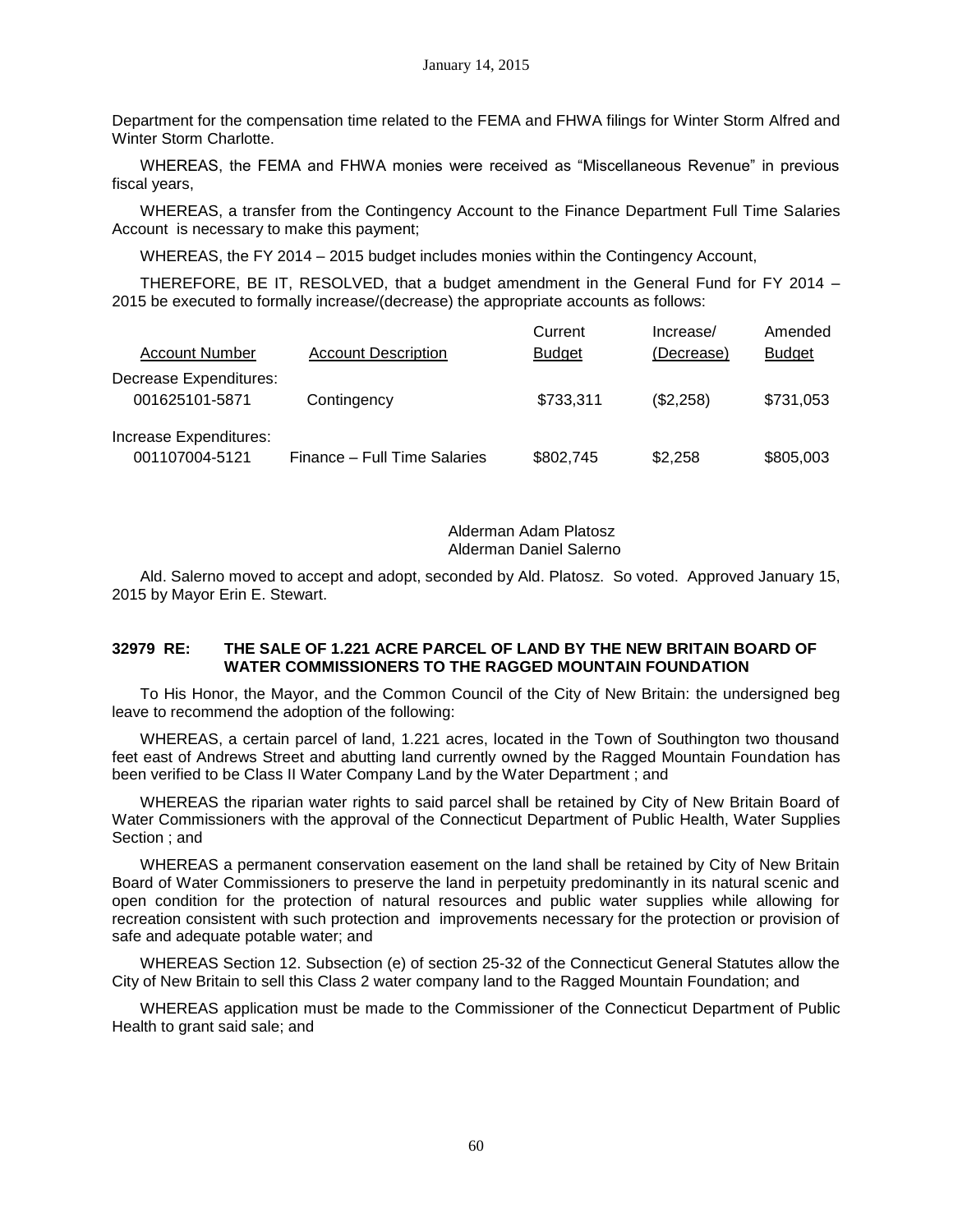Department for the compensation time related to the FEMA and FHWA filings for Winter Storm Alfred and Winter Storm Charlotte.

WHEREAS, the FEMA and FHWA monies were received as "Miscellaneous Revenue" in previous fiscal years,

WHEREAS, a transfer from the Contingency Account to the Finance Department Full Time Salaries Account is necessary to make this payment;

WHEREAS, the FY 2014 – 2015 budget includes monies within the Contingency Account,

THEREFORE, BE IT, RESOLVED, that a budget amendment in the General Fund for FY 2014 – 2015 be executed to formally increase/(decrease) the appropriate accounts as follows:

| Account Number | Account Description | Current Budget | Increase/ (Decrease) | Amended Budget |
|---|---|---|---|---|
| Decrease Expenditures: | | | | |
| 001625101-5871 | Contingency | $733,311 | ($2,258) | $731,053 |
| Increase Expenditures: | | | | |
| 001107004-5121 | Finance – Full Time Salaries | $802,745 | $2,258 | $805,003 |

Alderman Adam Platosz
Alderman Daniel Salerno

Ald. Salerno moved to accept and adopt, seconded by Ald. Platosz. So voted. Approved January 15, 2015 by Mayor Erin E. Stewart.

**32979 RE: THE SALE OF 1.221 ACRE PARCEL OF LAND BY THE NEW BRITAIN BOARD OF WATER COMMISSIONERS TO THE RAGGED MOUNTAIN FOUNDATION**

To His Honor, the Mayor, and the Common Council of the City of New Britain: the undersigned beg leave to recommend the adoption of the following:

WHEREAS, a certain parcel of land, 1.221 acres, located in the Town of Southington two thousand feet east of Andrews Street and abutting land currently owned by the Ragged Mountain Foundation has been verified to be Class II Water Company Land by the Water Department ; and

WHEREAS the riparian water rights to said parcel shall be retained by City of New Britain Board of Water Commissioners with the approval of the Connecticut Department of Public Health, Water Supplies Section ; and

WHEREAS a permanent conservation easement on the land shall be retained by City of New Britain Board of Water Commissioners to preserve the land in perpetuity predominantly in its natural scenic and open condition for the protection of natural resources and public water supplies while allowing for recreation consistent with such protection and improvements necessary for the protection or provision of safe and adequate potable water; and

WHEREAS Section 12. Subsection (e) of section 25-32 of the Connecticut General Statutes allow the City of New Britain to sell this Class 2 water company land to the Ragged Mountain Foundation; and

WHEREAS application must be made to the Commissioner of the Connecticut Department of Public Health to grant said sale; and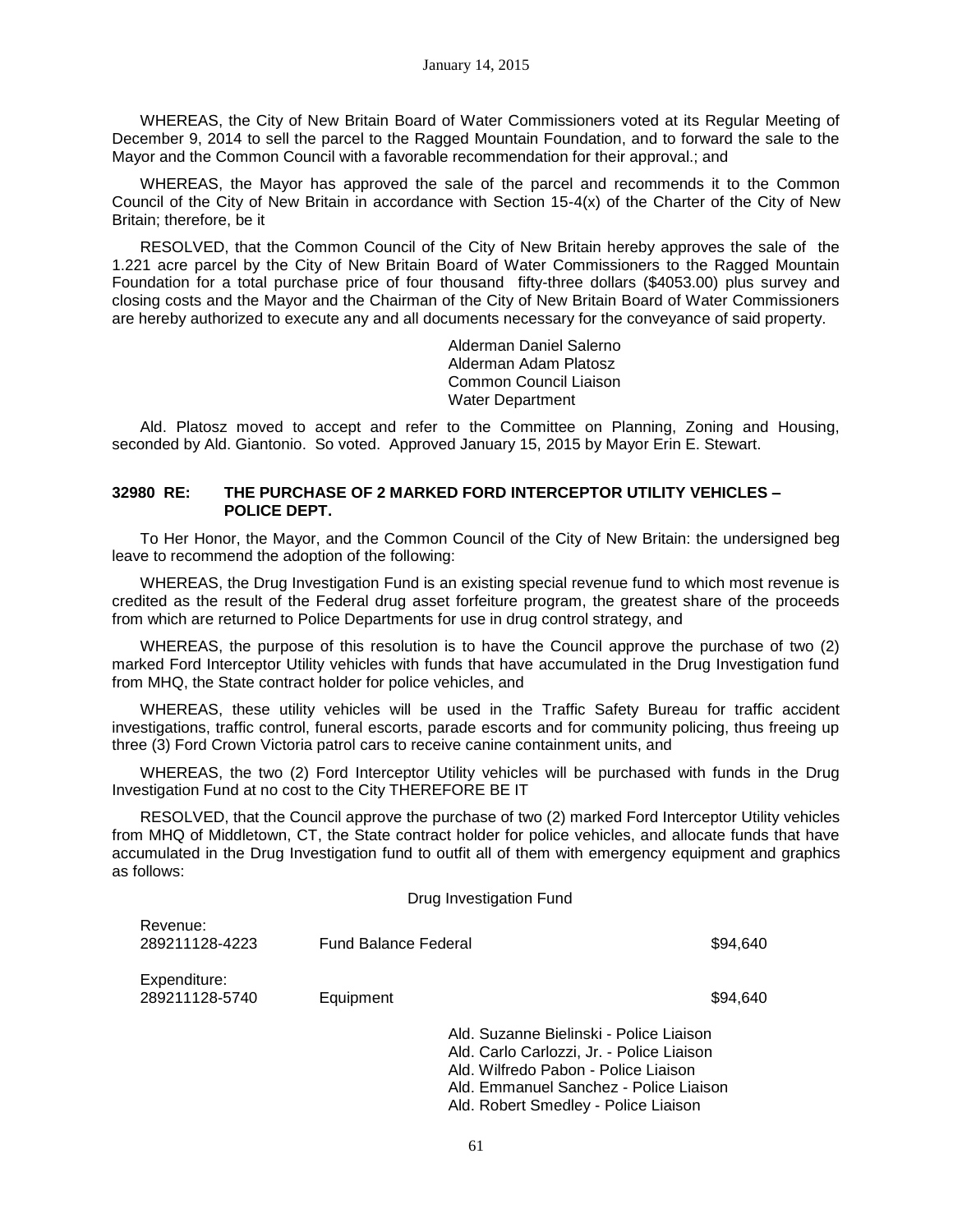WHEREAS, the City of New Britain Board of Water Commissioners voted at its Regular Meeting of December 9, 2014 to sell the parcel to the Ragged Mountain Foundation, and to forward the sale to the Mayor and the Common Council with a favorable recommendation for their approval.; and

WHEREAS, the Mayor has approved the sale of the parcel and recommends it to the Common Council of the City of New Britain in accordance with Section 15-4(x) of the Charter of the City of New Britain; therefore, be it

RESOLVED, that the Common Council of the City of New Britain hereby approves the sale of the 1.221 acre parcel by the City of New Britain Board of Water Commissioners to the Ragged Mountain Foundation for a total purchase price of four thousand fifty-three dollars ($4053.00) plus survey and closing costs and the Mayor and the Chairman of the City of New Britain Board of Water Commissioners are hereby authorized to execute any and all documents necessary for the conveyance of said property.

Alderman Daniel Salerno
Alderman Adam Platosz
Common Council Liaison
Water Department

Ald. Platosz moved to accept and refer to the Committee on Planning, Zoning and Housing, seconded by Ald. Giantonio. So voted. Approved January 15, 2015 by Mayor Erin E. Stewart.

### 32980 RE: THE PURCHASE OF 2 MARKED FORD INTERCEPTOR UTILITY VEHICLES – POLICE DEPT.

To Her Honor, the Mayor, and the Common Council of the City of New Britain: the undersigned beg leave to recommend the adoption of the following:

WHEREAS, the Drug Investigation Fund is an existing special revenue fund to which most revenue is credited as the result of the Federal drug asset forfeiture program, the greatest share of the proceeds from which are returned to Police Departments for use in drug control strategy, and

WHEREAS, the purpose of this resolution is to have the Council approve the purchase of two (2) marked Ford Interceptor Utility vehicles with funds that have accumulated in the Drug Investigation fund from MHQ, the State contract holder for police vehicles, and

WHEREAS, these utility vehicles will be used in the Traffic Safety Bureau for traffic accident investigations, traffic control, funeral escorts, parade escorts and for community policing, thus freeing up three (3) Ford Crown Victoria patrol cars to receive canine containment units, and

WHEREAS, the two (2) Ford Interceptor Utility vehicles will be purchased with funds in the Drug Investigation Fund at no cost to the City THEREFORE BE IT

RESOLVED, that the Council approve the purchase of two (2) marked Ford Interceptor Utility vehicles from MHQ of Middletown, CT, the State contract holder for police vehicles, and allocate funds that have accumulated in the Drug Investigation fund to outfit all of them with emergency equipment and graphics as follows:

Drug Investigation Fund

| | | |
|---|---|---|
| Revenue: | | |
| 289211128-4223 | Fund Balance Federal | $94,640 |
| Expenditure: | | |
| 289211128-5740 | Equipment | $94,640 |

Ald. Suzanne Bielinski - Police Liaison
Ald. Carlo Carlozzi, Jr. - Police Liaison
Ald. Wilfredo Pabon - Police Liaison
Ald. Emmanuel Sanchez - Police Liaison
Ald. Robert Smedley - Police Liaison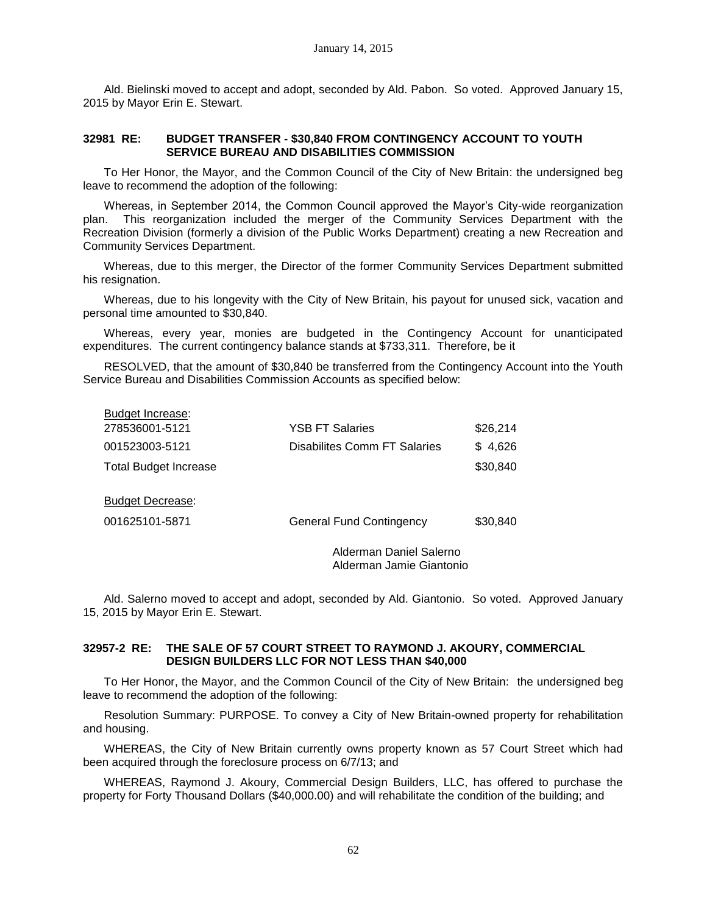Ald. Bielinski moved to accept and adopt, seconded by Ald. Pabon. So voted. Approved January 15, 2015 by Mayor Erin E. Stewart.

### 32981 RE: BUDGET TRANSFER - $30,840 FROM CONTINGENCY ACCOUNT TO YOUTH SERVICE BUREAU AND DISABILITIES COMMISSION

To Her Honor, the Mayor, and the Common Council of the City of New Britain: the undersigned beg leave to recommend the adoption of the following:

Whereas, in September 2014, the Common Council approved the Mayor's City-wide reorganization plan. This reorganization included the merger of the Community Services Department with the Recreation Division (formerly a division of the Public Works Department) creating a new Recreation and Community Services Department.

Whereas, due to this merger, the Director of the former Community Services Department submitted his resignation.

Whereas, due to his longevity with the City of New Britain, his payout for unused sick, vacation and personal time amounted to $30,840.

Whereas, every year, monies are budgeted in the Contingency Account for unanticipated expenditures. The current contingency balance stands at $733,311. Therefore, be it

RESOLVED, that the amount of $30,840 be transferred from the Contingency Account into the Youth Service Bureau and Disabilities Commission Accounts as specified below:

| Budget Increase: | | |
|---|---|---|
| 278536001-5121 | YSB FT Salaries | $26,214 |
| 001523003-5121 | Disabilites Comm FT Salaries | $ 4,626 |
| Total Budget Increase | | $30,840 |
| | | |
| Budget Decrease: | | |
| 001625101-5871 | General Fund Contingency | $30,840 |

Alderman Daniel Salerno
Alderman Jamie Giantonio

Ald. Salerno moved to accept and adopt, seconded by Ald. Giantonio. So voted. Approved January 15, 2015 by Mayor Erin E. Stewart.

### 32957-2 RE: THE SALE OF 57 COURT STREET TO RAYMOND J. AKOURY, COMMERCIAL DESIGN BUILDERS LLC FOR NOT LESS THAN $40,000

To Her Honor, the Mayor, and the Common Council of the City of New Britain: the undersigned beg leave to recommend the adoption of the following:

Resolution Summary: PURPOSE. To convey a City of New Britain-owned property for rehabilitation and housing.

WHEREAS, the City of New Britain currently owns property known as 57 Court Street which had been acquired through the foreclosure process on 6/7/13; and

WHEREAS, Raymond J. Akoury, Commercial Design Builders, LLC, has offered to purchase the property for Forty Thousand Dollars ($40,000.00) and will rehabilitate the condition of the building; and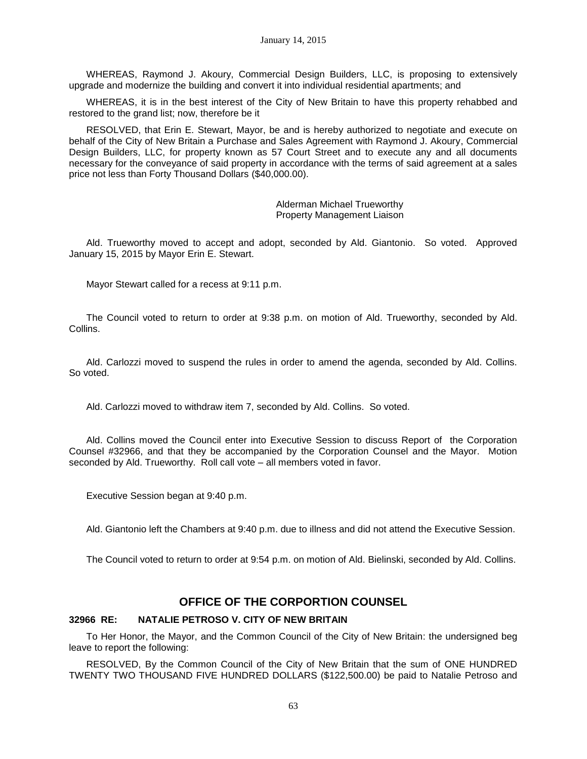WHEREAS, Raymond J. Akoury, Commercial Design Builders, LLC, is proposing to extensively upgrade and modernize the building and convert it into individual residential apartments; and

WHEREAS, it is in the best interest of the City of New Britain to have this property rehabbed and restored to the grand list; now, therefore be it

RESOLVED, that Erin E. Stewart, Mayor, be and is hereby authorized to negotiate and execute on behalf of the City of New Britain a Purchase and Sales Agreement with Raymond J. Akoury, Commercial Design Builders, LLC, for property known as 57 Court Street and to execute any and all documents necessary for the conveyance of said property in accordance with the terms of said agreement at a sales price not less than Forty Thousand Dollars ($40,000.00).

Alderman Michael Trueworthy
Property Management Liaison

Ald. Trueworthy moved to accept and adopt, seconded by Ald. Giantonio. So voted. Approved January 15, 2015 by Mayor Erin E. Stewart.

Mayor Stewart called for a recess at 9:11 p.m.

The Council voted to return to order at 9:38 p.m. on motion of Ald. Trueworthy, seconded by Ald. Collins.

Ald. Carlozzi moved to suspend the rules in order to amend the agenda, seconded by Ald. Collins. So voted.

Ald. Carlozzi moved to withdraw item 7, seconded by Ald. Collins. So voted.

Ald. Collins moved the Council enter into Executive Session to discuss Report of the Corporation Counsel #32966, and that they be accompanied by the Corporation Counsel and the Mayor. Motion seconded by Ald. Trueworthy. Roll call vote – all members voted in favor.

Executive Session began at 9:40 p.m.

Ald. Giantonio left the Chambers at 9:40 p.m. due to illness and did not attend the Executive Session.

The Council voted to return to order at 9:54 p.m. on motion of Ald. Bielinski, seconded by Ald. Collins.

## OFFICE OF THE CORPORTION COUNSEL

**32966 RE: NATALIE PETROSO V. CITY OF NEW BRITAIN**

To Her Honor, the Mayor, and the Common Council of the City of New Britain: the undersigned beg leave to report the following:

RESOLVED, By the Common Council of the City of New Britain that the sum of ONE HUNDRED TWENTY TWO THOUSAND FIVE HUNDRED DOLLARS ($122,500.00) be paid to Natalie Petroso and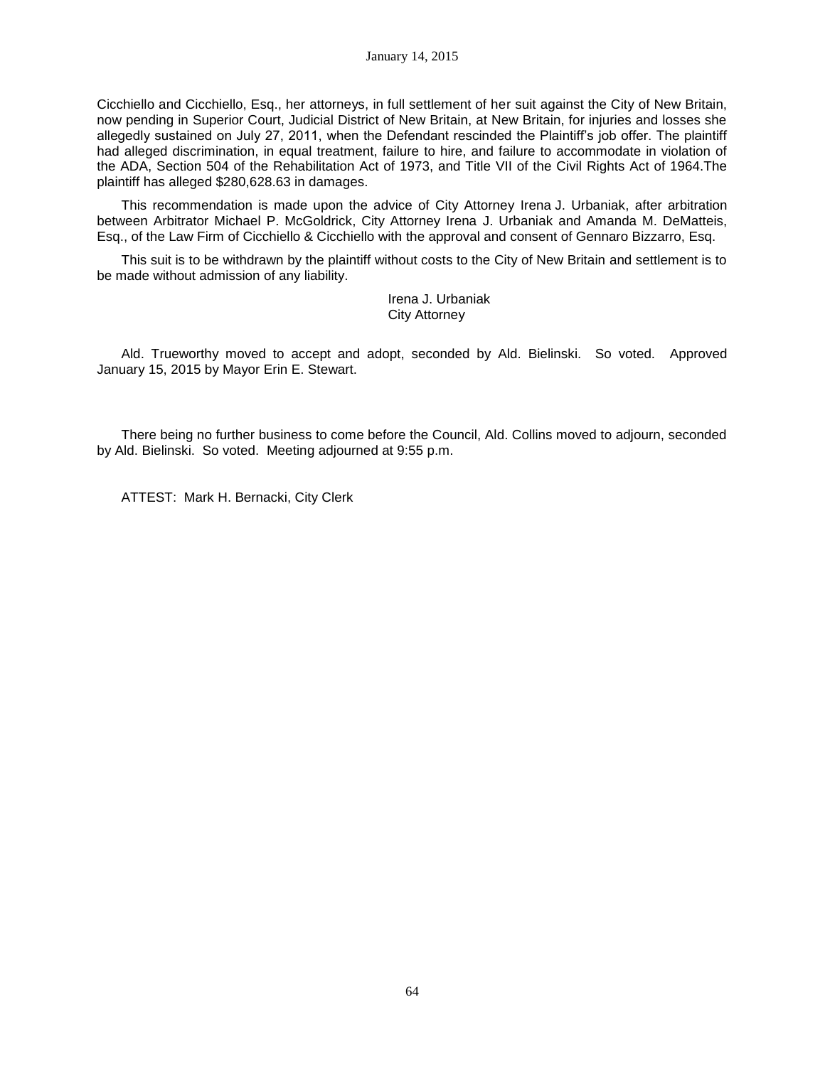Cicchiello and Cicchiello, Esq., her attorneys, in full settlement of her suit against the City of New Britain, now pending in Superior Court, Judicial District of New Britain, at New Britain, for injuries and losses she allegedly sustained on July 27, 2011, when the Defendant rescinded the Plaintiff's job offer. The plaintiff had alleged discrimination, in equal treatment, failure to hire, and failure to accommodate in violation of the ADA, Section 504 of the Rehabilitation Act of 1973, and Title VII of the Civil Rights Act of 1964.The plaintiff has alleged $280,628.63 in damages.

This recommendation is made upon the advice of City Attorney Irena J. Urbaniak, after arbitration between Arbitrator Michael P. McGoldrick, City Attorney Irena J. Urbaniak and Amanda M. DeMatteis, Esq., of the Law Firm of Cicchiello & Cicchiello with the approval and consent of Gennaro Bizzarro, Esq.

This suit is to be withdrawn by the plaintiff without costs to the City of New Britain and settlement is to be made without admission of any liability.

Irena J. Urbaniak
City Attorney

Ald. Trueworthy moved to accept and adopt, seconded by Ald. Bielinski. So voted. Approved January 15, 2015 by Mayor Erin E. Stewart.

There being no further business to come before the Council, Ald. Collins moved to adjourn, seconded by Ald. Bielinski. So voted. Meeting adjourned at 9:55 p.m.

ATTEST: Mark H. Bernacki, City Clerk